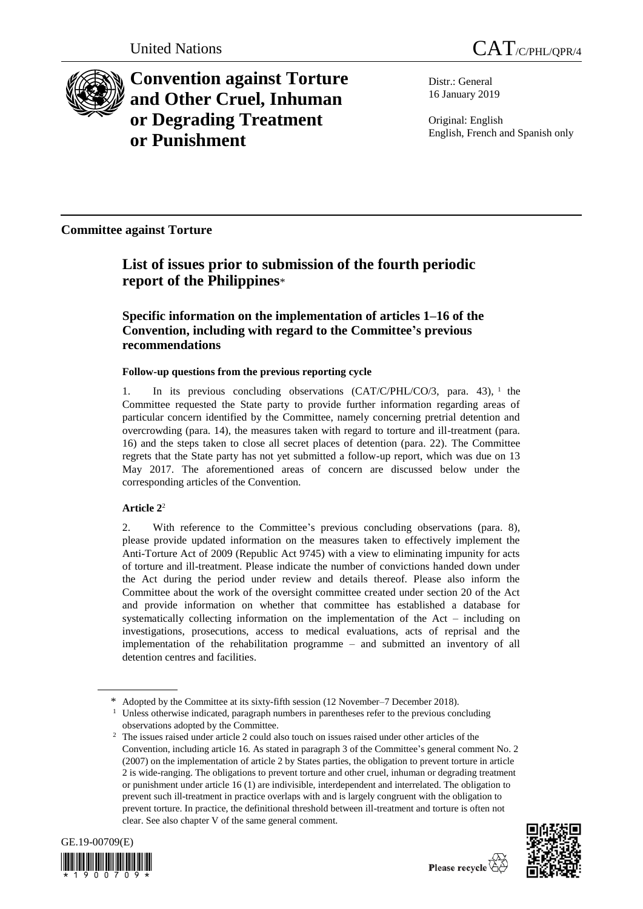United Nations CAT/C/PHL/QPR/4

# Convention against Torture and Other Cruel, Inhuman or Degrading Treatment or Punishment

Distr.: General
16 January 2019

Original: English
English, French and Spanish only

**Committee against Torture**

## List of issues prior to submission of the fourth periodic report of the Philippines*

### Specific information on the implementation of articles 1–16 of the Convention, including with regard to the Committee's previous recommendations

**Follow-up questions from the previous reporting cycle**

1. In its previous concluding observations (CAT/C/PHL/CO/3, para. 43),[1] the Committee requested the State party to provide further information regarding areas of particular concern identified by the Committee, namely concerning pretrial detention and overcrowding (para. 14), the measures taken with regard to torture and ill-treatment (para. 16) and the steps taken to close all secret places of detention (para. 22). The Committee regrets that the State party has not yet submitted a follow-up report, which was due on 13 May 2017. The aforementioned areas of concern are discussed below under the corresponding articles of the Convention.

**Article 2**[2]

2. With reference to the Committee's previous concluding observations (para. 8), please provide updated information on the measures taken to effectively implement the Anti-Torture Act of 2009 (Republic Act 9745) with a view to eliminating impunity for acts of torture and ill-treatment. Please indicate the number of convictions handed down under the Act during the period under review and details thereof. Please also inform the Committee about the work of the oversight committee created under section 20 of the Act and provide information on whether that committee has established a database for systematically collecting information on the implementation of the Act – including on investigations, prosecutions, access to medical evaluations, acts of reprisal and the implementation of the rehabilitation programme – and submitted an inventory of all detention centres and facilities.

---

\* Adopted by the Committee at its sixty-fifth session (12 November–7 December 2018).

[1] Unless otherwise indicated, paragraph numbers in parentheses refer to the previous concluding observations adopted by the Committee.

[2] The issues raised under article 2 could also touch on issues raised under other articles of the Convention, including article 16. As stated in paragraph 3 of the Committee's general comment No. 2 (2007) on the implementation of article 2 by States parties, the obligation to prevent torture in article 2 is wide-ranging. The obligations to prevent torture and other cruel, inhuman or degrading treatment or punishment under article 16 (1) are indivisible, interdependent and interrelated. The obligation to prevent such ill-treatment in practice overlaps with and is largely congruent with the obligation to prevent torture. In practice, the definitional threshold between ill-treatment and torture is often not clear. See also chapter V of the same general comment.

GE.19-00709(E)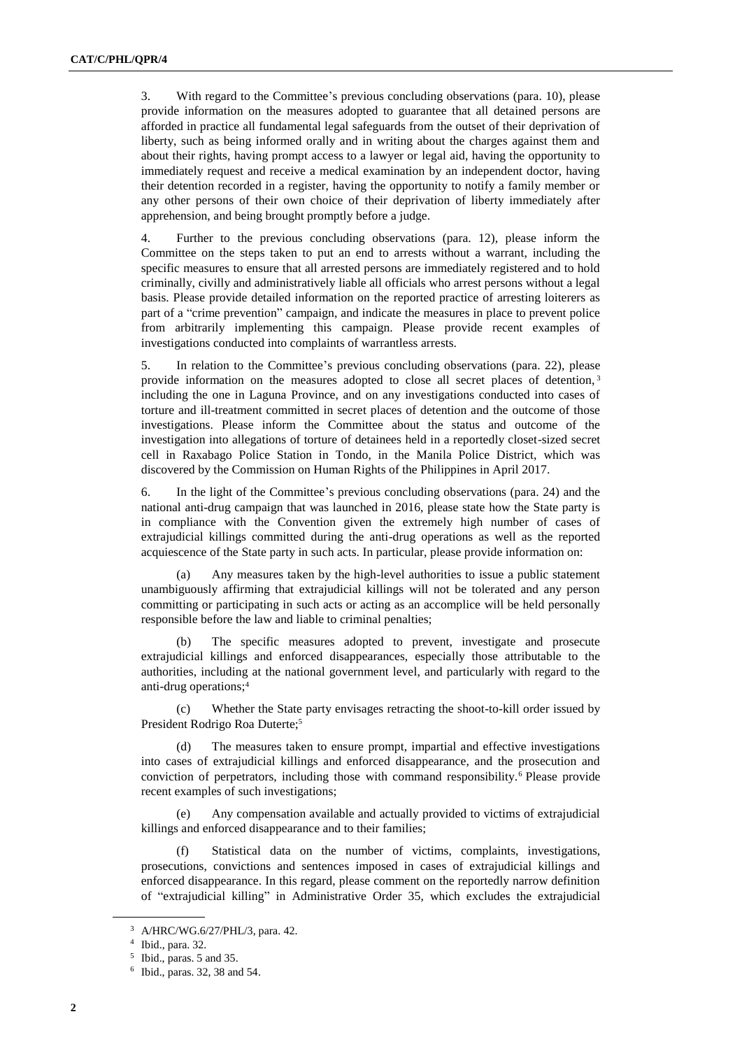3. With regard to the Committee's previous concluding observations (para. 10), please provide information on the measures adopted to guarantee that all detained persons are afforded in practice all fundamental legal safeguards from the outset of their deprivation of liberty, such as being informed orally and in writing about the charges against them and about their rights, having prompt access to a lawyer or legal aid, having the opportunity to immediately request and receive a medical examination by an independent doctor, having their detention recorded in a register, having the opportunity to notify a family member or any other persons of their own choice of their deprivation of liberty immediately after apprehension, and being brought promptly before a judge.

4. Further to the previous concluding observations (para. 12), please inform the Committee on the steps taken to put an end to arrests without a warrant, including the specific measures to ensure that all arrested persons are immediately registered and to hold criminally, civilly and administratively liable all officials who arrest persons without a legal basis. Please provide detailed information on the reported practice of arresting loiterers as part of a "crime prevention" campaign, and indicate the measures in place to prevent police from arbitrarily implementing this campaign. Please provide recent examples of investigations conducted into complaints of warrantless arrests.

5. In relation to the Committee's previous concluding observations (para. 22), please provide information on the measures adopted to close all secret places of detention,[3] including the one in Laguna Province, and on any investigations conducted into cases of torture and ill-treatment committed in secret places of detention and the outcome of those investigations. Please inform the Committee about the status and outcome of the investigation into allegations of torture of detainees held in a reportedly closet-sized secret cell in Raxabago Police Station in Tondo, in the Manila Police District, which was discovered by the Commission on Human Rights of the Philippines in April 2017.

6. In the light of the Committee's previous concluding observations (para. 24) and the national anti-drug campaign that was launched in 2016, please state how the State party is in compliance with the Convention given the extremely high number of cases of extrajudicial killings committed during the anti-drug operations as well as the reported acquiescence of the State party in such acts. In particular, please provide information on:

(a) Any measures taken by the high-level authorities to issue a public statement unambiguously affirming that extrajudicial killings will not be tolerated and any person committing or participating in such acts or acting as an accomplice will be held personally responsible before the law and liable to criminal penalties;

(b) The specific measures adopted to prevent, investigate and prosecute extrajudicial killings and enforced disappearances, especially those attributable to the authorities, including at the national government level, and particularly with regard to the anti-drug operations;[4]

(c) Whether the State party envisages retracting the shoot-to-kill order issued by President Rodrigo Roa Duterte;[5]

(d) The measures taken to ensure prompt, impartial and effective investigations into cases of extrajudicial killings and enforced disappearance, and the prosecution and conviction of perpetrators, including those with command responsibility.[6] Please provide recent examples of such investigations;

(e) Any compensation available and actually provided to victims of extrajudicial killings and enforced disappearance and to their families;

(f) Statistical data on the number of victims, complaints, investigations, prosecutions, convictions and sentences imposed in cases of extrajudicial killings and enforced disappearance. In this regard, please comment on the reportedly narrow definition of "extrajudicial killing" in Administrative Order 35, which excludes the extrajudicial

---

[3] A/HRC/WG.6/27/PHL/3, para. 42.

[4] Ibid., para. 32.

[5] Ibid., paras. 5 and 35.

[6] Ibid., paras. 32, 38 and 54.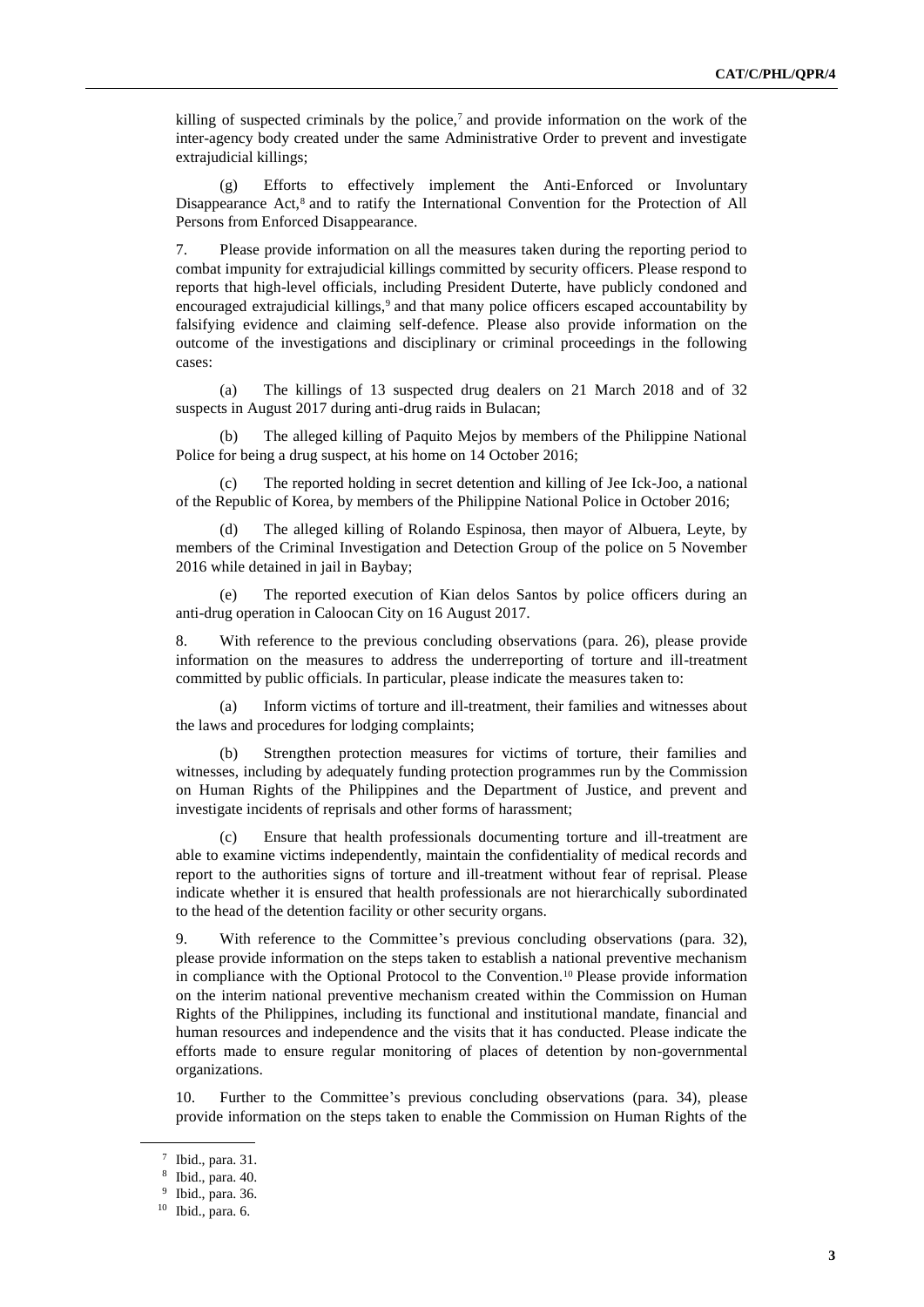killing of suspected criminals by the police,[7] and provide information on the work of the inter-agency body created under the same Administrative Order to prevent and investigate extrajudicial killings;

(g) Efforts to effectively implement the Anti-Enforced or Involuntary Disappearance Act,[8] and to ratify the International Convention for the Protection of All Persons from Enforced Disappearance.

7. Please provide information on all the measures taken during the reporting period to combat impunity for extrajudicial killings committed by security officers. Please respond to reports that high-level officials, including President Duterte, have publicly condoned and encouraged extrajudicial killings,[9] and that many police officers escaped accountability by falsifying evidence and claiming self-defence. Please also provide information on the outcome of the investigations and disciplinary or criminal proceedings in the following cases:

(a) The killings of 13 suspected drug dealers on 21 March 2018 and of 32 suspects in August 2017 during anti-drug raids in Bulacan;

(b) The alleged killing of Paquito Mejos by members of the Philippine National Police for being a drug suspect, at his home on 14 October 2016;

(c) The reported holding in secret detention and killing of Jee Ick-Joo, a national of the Republic of Korea, by members of the Philippine National Police in October 2016;

(d) The alleged killing of Rolando Espinosa, then mayor of Albuera, Leyte, by members of the Criminal Investigation and Detection Group of the police on 5 November 2016 while detained in jail in Baybay;

(e) The reported execution of Kian delos Santos by police officers during an anti-drug operation in Caloocan City on 16 August 2017.

8. With reference to the previous concluding observations (para. 26), please provide information on the measures to address the underreporting of torture and ill-treatment committed by public officials. In particular, please indicate the measures taken to:

(a) Inform victims of torture and ill-treatment, their families and witnesses about the laws and procedures for lodging complaints;

(b) Strengthen protection measures for victims of torture, their families and witnesses, including by adequately funding protection programmes run by the Commission on Human Rights of the Philippines and the Department of Justice, and prevent and investigate incidents of reprisals and other forms of harassment;

(c) Ensure that health professionals documenting torture and ill-treatment are able to examine victims independently, maintain the confidentiality of medical records and report to the authorities signs of torture and ill-treatment without fear of reprisal. Please indicate whether it is ensured that health professionals are not hierarchically subordinated to the head of the detention facility or other security organs.

9. With reference to the Committee's previous concluding observations (para. 32), please provide information on the steps taken to establish a national preventive mechanism in compliance with the Optional Protocol to the Convention.[10] Please provide information on the interim national preventive mechanism created within the Commission on Human Rights of the Philippines, including its functional and institutional mandate, financial and human resources and independence and the visits that it has conducted. Please indicate the efforts made to ensure regular monitoring of places of detention by non-governmental organizations.

10. Further to the Committee's previous concluding observations (para. 34), please provide information on the steps taken to enable the Commission on Human Rights of the

---

[7] Ibid., para. 31.

[8] Ibid., para. 40.

[9] Ibid., para. 36.

[10] Ibid., para. 6.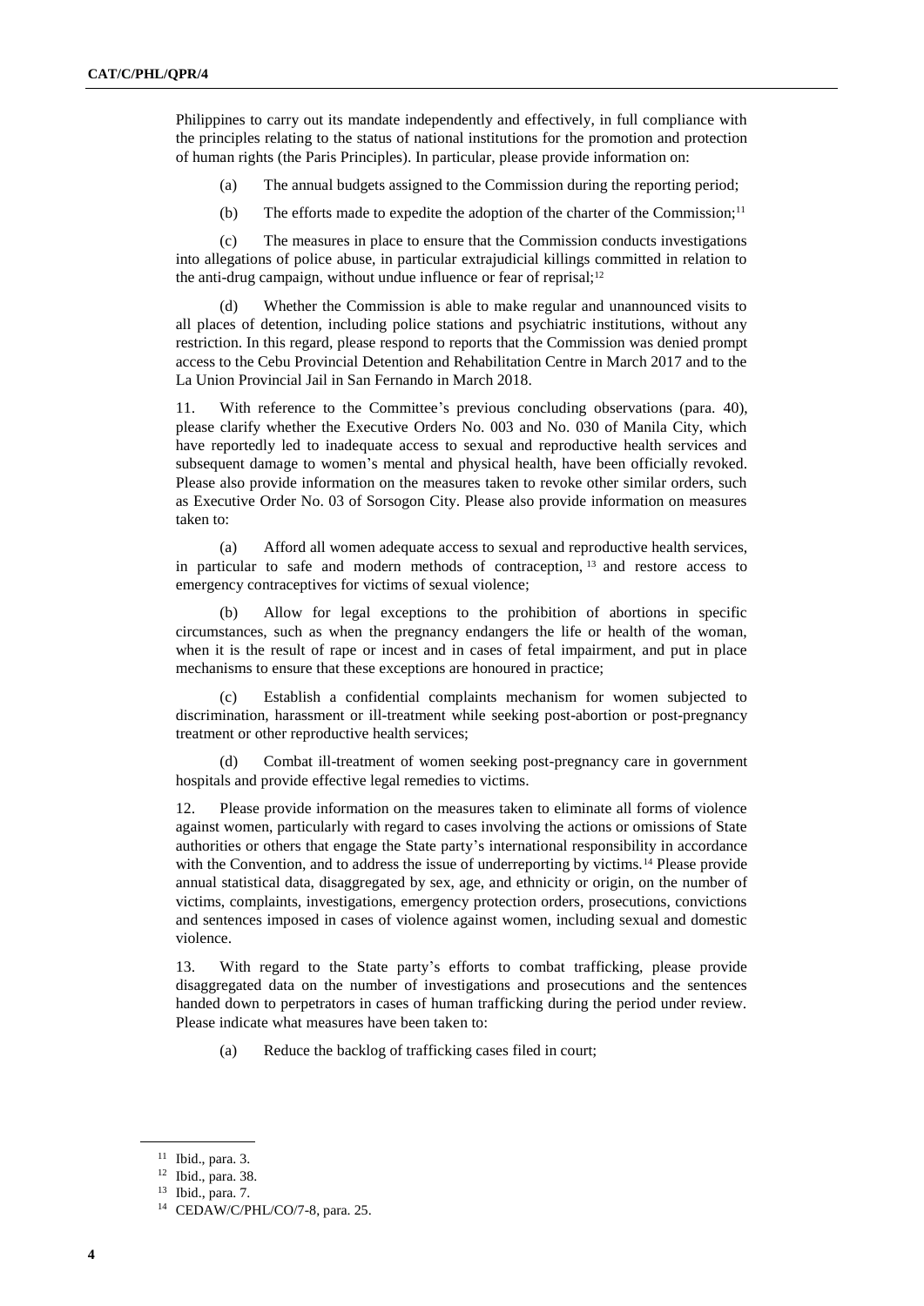Philippines to carry out its mandate independently and effectively, in full compliance with the principles relating to the status of national institutions for the promotion and protection of human rights (the Paris Principles). In particular, please provide information on:

(a) The annual budgets assigned to the Commission during the reporting period;

(b) The efforts made to expedite the adoption of the charter of the Commission;[11]

(c) The measures in place to ensure that the Commission conducts investigations into allegations of police abuse, in particular extrajudicial killings committed in relation to the anti-drug campaign, without undue influence or fear of reprisal;[12]

(d) Whether the Commission is able to make regular and unannounced visits to all places of detention, including police stations and psychiatric institutions, without any restriction. In this regard, please respond to reports that the Commission was denied prompt access to the Cebu Provincial Detention and Rehabilitation Centre in March 2017 and to the La Union Provincial Jail in San Fernando in March 2018.

11. With reference to the Committee's previous concluding observations (para. 40), please clarify whether the Executive Orders No. 003 and No. 030 of Manila City, which have reportedly led to inadequate access to sexual and reproductive health services and subsequent damage to women's mental and physical health, have been officially revoked. Please also provide information on the measures taken to revoke other similar orders, such as Executive Order No. 03 of Sorsogon City. Please also provide information on measures taken to:

(a) Afford all women adequate access to sexual and reproductive health services, in particular to safe and modern methods of contraception,[13] and restore access to emergency contraceptives for victims of sexual violence;

(b) Allow for legal exceptions to the prohibition of abortions in specific circumstances, such as when the pregnancy endangers the life or health of the woman, when it is the result of rape or incest and in cases of fetal impairment, and put in place mechanisms to ensure that these exceptions are honoured in practice;

(c) Establish a confidential complaints mechanism for women subjected to discrimination, harassment or ill-treatment while seeking post-abortion or post-pregnancy treatment or other reproductive health services;

(d) Combat ill-treatment of women seeking post-pregnancy care in government hospitals and provide effective legal remedies to victims.

12. Please provide information on the measures taken to eliminate all forms of violence against women, particularly with regard to cases involving the actions or omissions of State authorities or others that engage the State party's international responsibility in accordance with the Convention, and to address the issue of underreporting by victims.[14] Please provide annual statistical data, disaggregated by sex, age, and ethnicity or origin, on the number of victims, complaints, investigations, emergency protection orders, prosecutions, convictions and sentences imposed in cases of violence against women, including sexual and domestic violence.

13. With regard to the State party's efforts to combat trafficking, please provide disaggregated data on the number of investigations and prosecutions and the sentences handed down to perpetrators in cases of human trafficking during the period under review. Please indicate what measures have been taken to:

(a) Reduce the backlog of trafficking cases filed in court;

---

[11] Ibid., para. 3.

[12] Ibid., para. 38.

[13] Ibid., para. 7.

[14] CEDAW/C/PHL/CO/7-8, para. 25.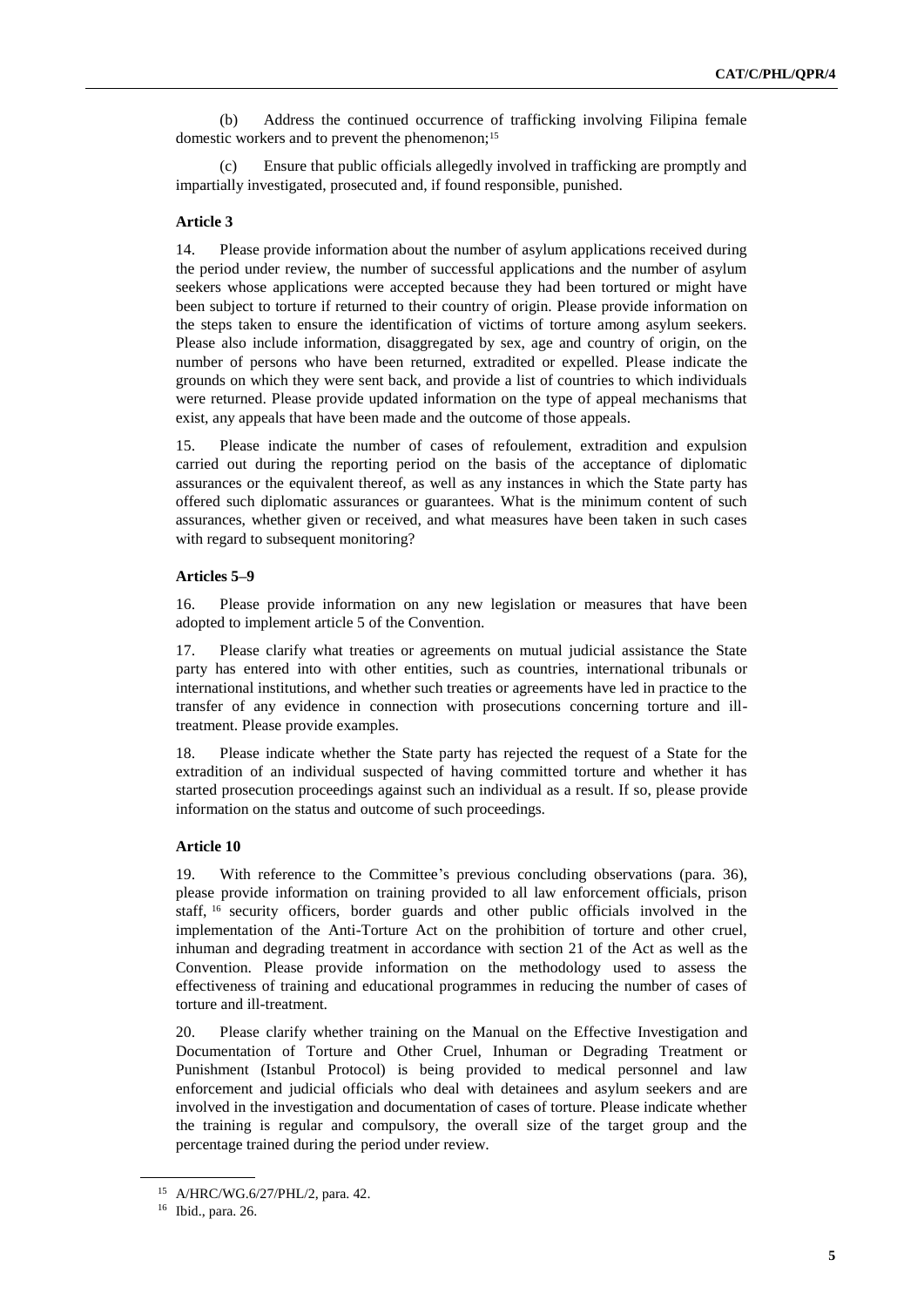(b) Address the continued occurrence of trafficking involving Filipina female domestic workers and to prevent the phenomenon;[15]

(c) Ensure that public officials allegedly involved in trafficking are promptly and impartially investigated, prosecuted and, if found responsible, punished.

### Article 3

14. Please provide information about the number of asylum applications received during the period under review, the number of successful applications and the number of asylum seekers whose applications were accepted because they had been tortured or might have been subject to torture if returned to their country of origin. Please provide information on the steps taken to ensure the identification of victims of torture among asylum seekers. Please also include information, disaggregated by sex, age and country of origin, on the number of persons who have been returned, extradited or expelled. Please indicate the grounds on which they were sent back, and provide a list of countries to which individuals were returned. Please provide updated information on the type of appeal mechanisms that exist, any appeals that have been made and the outcome of those appeals.

15. Please indicate the number of cases of refoulement, extradition and expulsion carried out during the reporting period on the basis of the acceptance of diplomatic assurances or the equivalent thereof, as well as any instances in which the State party has offered such diplomatic assurances or guarantees. What is the minimum content of such assurances, whether given or received, and what measures have been taken in such cases with regard to subsequent monitoring?

### Articles 5–9

16. Please provide information on any new legislation or measures that have been adopted to implement article 5 of the Convention.

17. Please clarify what treaties or agreements on mutual judicial assistance the State party has entered into with other entities, such as countries, international tribunals or international institutions, and whether such treaties or agreements have led in practice to the transfer of any evidence in connection with prosecutions concerning torture and ill-treatment. Please provide examples.

18. Please indicate whether the State party has rejected the request of a State for the extradition of an individual suspected of having committed torture and whether it has started prosecution proceedings against such an individual as a result. If so, please provide information on the status and outcome of such proceedings.

### Article 10

19. With reference to the Committee's previous concluding observations (para. 36), please provide information on training provided to all law enforcement officials, prison staff,[16] security officers, border guards and other public officials involved in the implementation of the Anti-Torture Act on the prohibition of torture and other cruel, inhuman and degrading treatment in accordance with section 21 of the Act as well as the Convention. Please provide information on the methodology used to assess the effectiveness of training and educational programmes in reducing the number of cases of torture and ill-treatment.

20. Please clarify whether training on the Manual on the Effective Investigation and Documentation of Torture and Other Cruel, Inhuman or Degrading Treatment or Punishment (Istanbul Protocol) is being provided to medical personnel and law enforcement and judicial officials who deal with detainees and asylum seekers and are involved in the investigation and documentation of cases of torture. Please indicate whether the training is regular and compulsory, the overall size of the target group and the percentage trained during the period under review.

---

[15] A/HRC/WG.6/27/PHL/2, para. 42.

[16] Ibid., para. 26.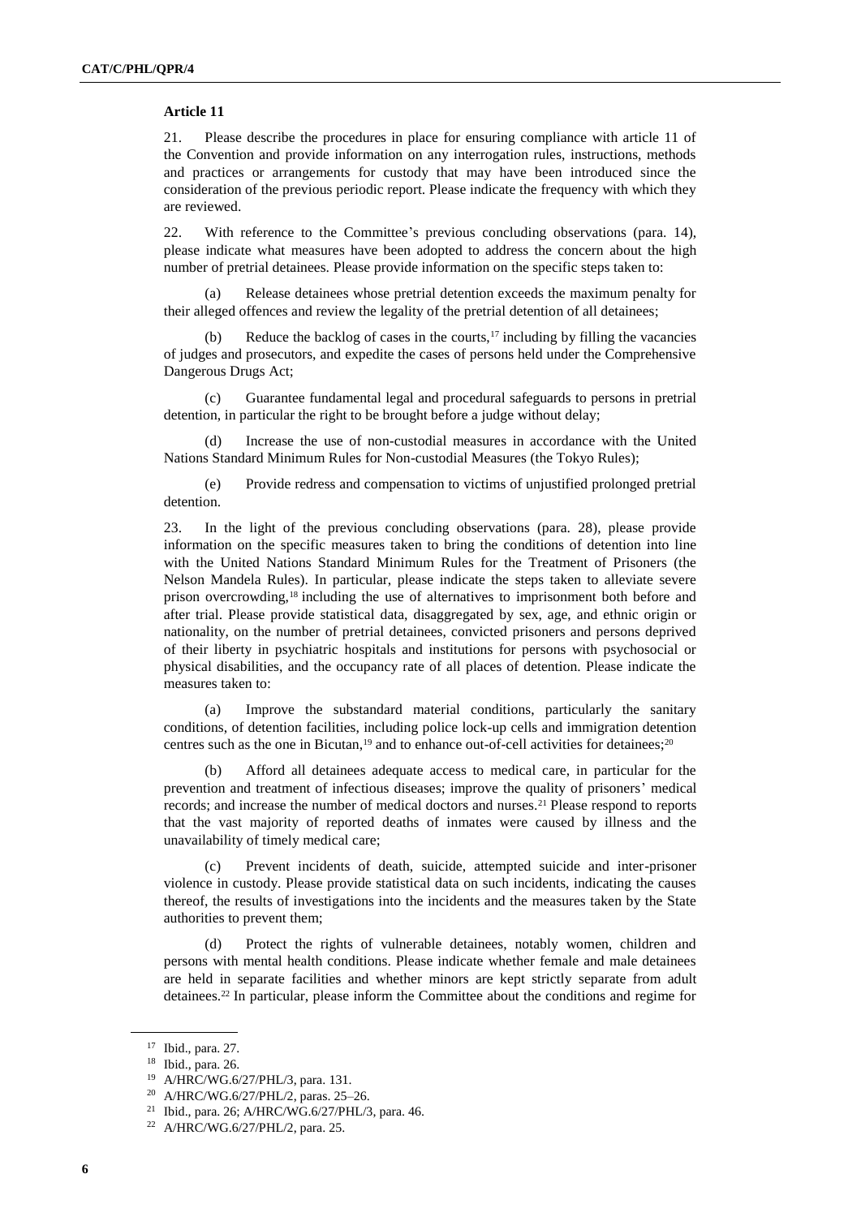**Article 11**

21. Please describe the procedures in place for ensuring compliance with article 11 of the Convention and provide information on any interrogation rules, instructions, methods and practices or arrangements for custody that may have been introduced since the consideration of the previous periodic report. Please indicate the frequency with which they are reviewed.

22. With reference to the Committee's previous concluding observations (para. 14), please indicate what measures have been adopted to address the concern about the high number of pretrial detainees. Please provide information on the specific steps taken to:

(a) Release detainees whose pretrial detention exceeds the maximum penalty for their alleged offences and review the legality of the pretrial detention of all detainees;

(b) Reduce the backlog of cases in the courts,[17] including by filling the vacancies of judges and prosecutors, and expedite the cases of persons held under the Comprehensive Dangerous Drugs Act;

(c) Guarantee fundamental legal and procedural safeguards to persons in pretrial detention, in particular the right to be brought before a judge without delay;

(d) Increase the use of non-custodial measures in accordance with the United Nations Standard Minimum Rules for Non-custodial Measures (the Tokyo Rules);

(e) Provide redress and compensation to victims of unjustified prolonged pretrial detention.

23. In the light of the previous concluding observations (para. 28), please provide information on the specific measures taken to bring the conditions of detention into line with the United Nations Standard Minimum Rules for the Treatment of Prisoners (the Nelson Mandela Rules). In particular, please indicate the steps taken to alleviate severe prison overcrowding,[18] including the use of alternatives to imprisonment both before and after trial. Please provide statistical data, disaggregated by sex, age, and ethnic origin or nationality, on the number of pretrial detainees, convicted prisoners and persons deprived of their liberty in psychiatric hospitals and institutions for persons with psychosocial or physical disabilities, and the occupancy rate of all places of detention. Please indicate the measures taken to:

(a) Improve the substandard material conditions, particularly the sanitary conditions, of detention facilities, including police lock-up cells and immigration detention centres such as the one in Bicutan,[19] and to enhance out-of-cell activities for detainees;[20]

(b) Afford all detainees adequate access to medical care, in particular for the prevention and treatment of infectious diseases; improve the quality of prisoners' medical records; and increase the number of medical doctors and nurses.[21] Please respond to reports that the vast majority of reported deaths of inmates were caused by illness and the unavailability of timely medical care;

(c) Prevent incidents of death, suicide, attempted suicide and inter-prisoner violence in custody. Please provide statistical data on such incidents, indicating the causes thereof, the results of investigations into the incidents and the measures taken by the State authorities to prevent them;

(d) Protect the rights of vulnerable detainees, notably women, children and persons with mental health conditions. Please indicate whether female and male detainees are held in separate facilities and whether minors are kept strictly separate from adult detainees.[22] In particular, please inform the Committee about the conditions and regime for

---

[17] Ibid., para. 27.

[18] Ibid., para. 26.

[19] A/HRC/WG.6/27/PHL/3, para. 131.

[20] A/HRC/WG.6/27/PHL/2, paras. 25–26.

[21] Ibid., para. 26; A/HRC/WG.6/27/PHL/3, para. 46.

[22] A/HRC/WG.6/27/PHL/2, para. 25.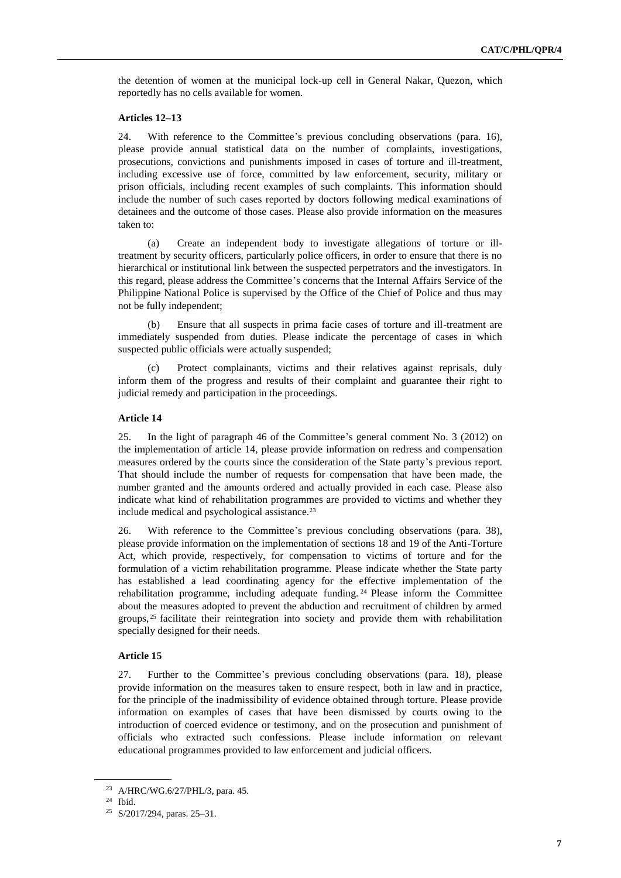the detention of women at the municipal lock-up cell in General Nakar, Quezon, which reportedly has no cells available for women.

### Articles 12–13

24. With reference to the Committee's previous concluding observations (para. 16), please provide annual statistical data on the number of complaints, investigations, prosecutions, convictions and punishments imposed in cases of torture and ill-treatment, including excessive use of force, committed by law enforcement, security, military or prison officials, including recent examples of such complaints. This information should include the number of such cases reported by doctors following medical examinations of detainees and the outcome of those cases. Please also provide information on the measures taken to:

(a) Create an independent body to investigate allegations of torture or ill-treatment by security officers, particularly police officers, in order to ensure that there is no hierarchical or institutional link between the suspected perpetrators and the investigators. In this regard, please address the Committee's concerns that the Internal Affairs Service of the Philippine National Police is supervised by the Office of the Chief of Police and thus may not be fully independent;

(b) Ensure that all suspects in prima facie cases of torture and ill-treatment are immediately suspended from duties. Please indicate the percentage of cases in which suspected public officials were actually suspended;

(c) Protect complainants, victims and their relatives against reprisals, duly inform them of the progress and results of their complaint and guarantee their right to judicial remedy and participation in the proceedings.

### Article 14

25. In the light of paragraph 46 of the Committee's general comment No. 3 (2012) on the implementation of article 14, please provide information on redress and compensation measures ordered by the courts since the consideration of the State party's previous report. That should include the number of requests for compensation that have been made, the number granted and the amounts ordered and actually provided in each case. Please also indicate what kind of rehabilitation programmes are provided to victims and whether they include medical and psychological assistance.[23]

26. With reference to the Committee's previous concluding observations (para. 38), please provide information on the implementation of sections 18 and 19 of the Anti-Torture Act, which provide, respectively, for compensation to victims of torture and for the formulation of a victim rehabilitation programme. Please indicate whether the State party has established a lead coordinating agency for the effective implementation of the rehabilitation programme, including adequate funding.[24] Please inform the Committee about the measures adopted to prevent the abduction and recruitment of children by armed groups,[25] facilitate their reintegration into society and provide them with rehabilitation specially designed for their needs.

### Article 15

27. Further to the Committee's previous concluding observations (para. 18), please provide information on the measures taken to ensure respect, both in law and in practice, for the principle of the inadmissibility of evidence obtained through torture. Please provide information on examples of cases that have been dismissed by courts owing to the introduction of coerced evidence or testimony, and on the prosecution and punishment of officials who extracted such confessions. Please include information on relevant educational programmes provided to law enforcement and judicial officers.

---

[23] A/HRC/WG.6/27/PHL/3, para. 45.

[24] Ibid.

[25] S/2017/294, paras. 25–31.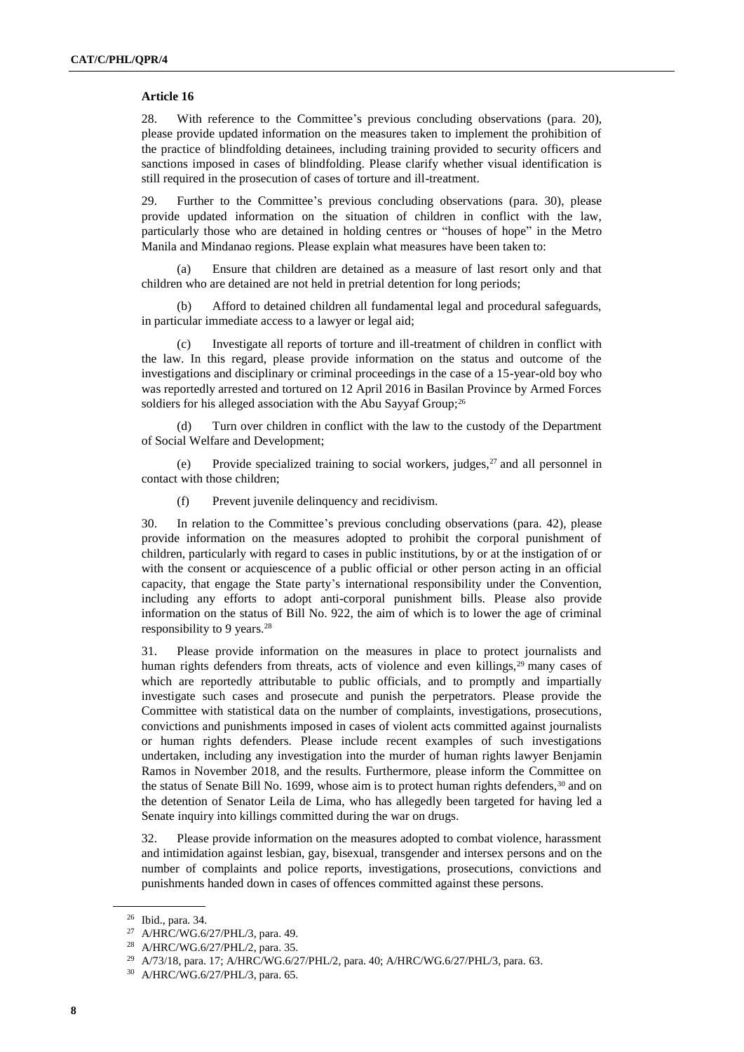### Article 16

28. With reference to the Committee's previous concluding observations (para. 20), please provide updated information on the measures taken to implement the prohibition of the practice of blindfolding detainees, including training provided to security officers and sanctions imposed in cases of blindfolding. Please clarify whether visual identification is still required in the prosecution of cases of torture and ill-treatment.

29. Further to the Committee's previous concluding observations (para. 30), please provide updated information on the situation of children in conflict with the law, particularly those who are detained in holding centres or "houses of hope" in the Metro Manila and Mindanao regions. Please explain what measures have been taken to:

(a) Ensure that children are detained as a measure of last resort only and that children who are detained are not held in pretrial detention for long periods;

(b) Afford to detained children all fundamental legal and procedural safeguards, in particular immediate access to a lawyer or legal aid;

(c) Investigate all reports of torture and ill-treatment of children in conflict with the law. In this regard, please provide information on the status and outcome of the investigations and disciplinary or criminal proceedings in the case of a 15-year-old boy who was reportedly arrested and tortured on 12 April 2016 in Basilan Province by Armed Forces soldiers for his alleged association with the Abu Sayyaf Group;[26]

(d) Turn over children in conflict with the law to the custody of the Department of Social Welfare and Development;

(e) Provide specialized training to social workers, judges,[27] and all personnel in contact with those children;

(f) Prevent juvenile delinquency and recidivism.

30. In relation to the Committee's previous concluding observations (para. 42), please provide information on the measures adopted to prohibit the corporal punishment of children, particularly with regard to cases in public institutions, by or at the instigation of or with the consent or acquiescence of a public official or other person acting in an official capacity, that engage the State party's international responsibility under the Convention, including any efforts to adopt anti-corporal punishment bills. Please also provide information on the status of Bill No. 922, the aim of which is to lower the age of criminal responsibility to 9 years.[28]

31. Please provide information on the measures in place to protect journalists and human rights defenders from threats, acts of violence and even killings,[29] many cases of which are reportedly attributable to public officials, and to promptly and impartially investigate such cases and prosecute and punish the perpetrators. Please provide the Committee with statistical data on the number of complaints, investigations, prosecutions, convictions and punishments imposed in cases of violent acts committed against journalists or human rights defenders. Please include recent examples of such investigations undertaken, including any investigation into the murder of human rights lawyer Benjamin Ramos in November 2018, and the results. Furthermore, please inform the Committee on the status of Senate Bill No. 1699, whose aim is to protect human rights defenders,[30] and on the detention of Senator Leila de Lima, who has allegedly been targeted for having led a Senate inquiry into killings committed during the war on drugs.

32. Please provide information on the measures adopted to combat violence, harassment and intimidation against lesbian, gay, bisexual, transgender and intersex persons and on the number of complaints and police reports, investigations, prosecutions, convictions and punishments handed down in cases of offences committed against these persons.

---

[26] Ibid., para. 34.

[27] A/HRC/WG.6/27/PHL/3, para. 49.

[28] A/HRC/WG.6/27/PHL/2, para. 35.

[29] A/73/18, para. 17; A/HRC/WG.6/27/PHL/2, para. 40; A/HRC/WG.6/27/PHL/3, para. 63.

[30] A/HRC/WG.6/27/PHL/3, para. 65.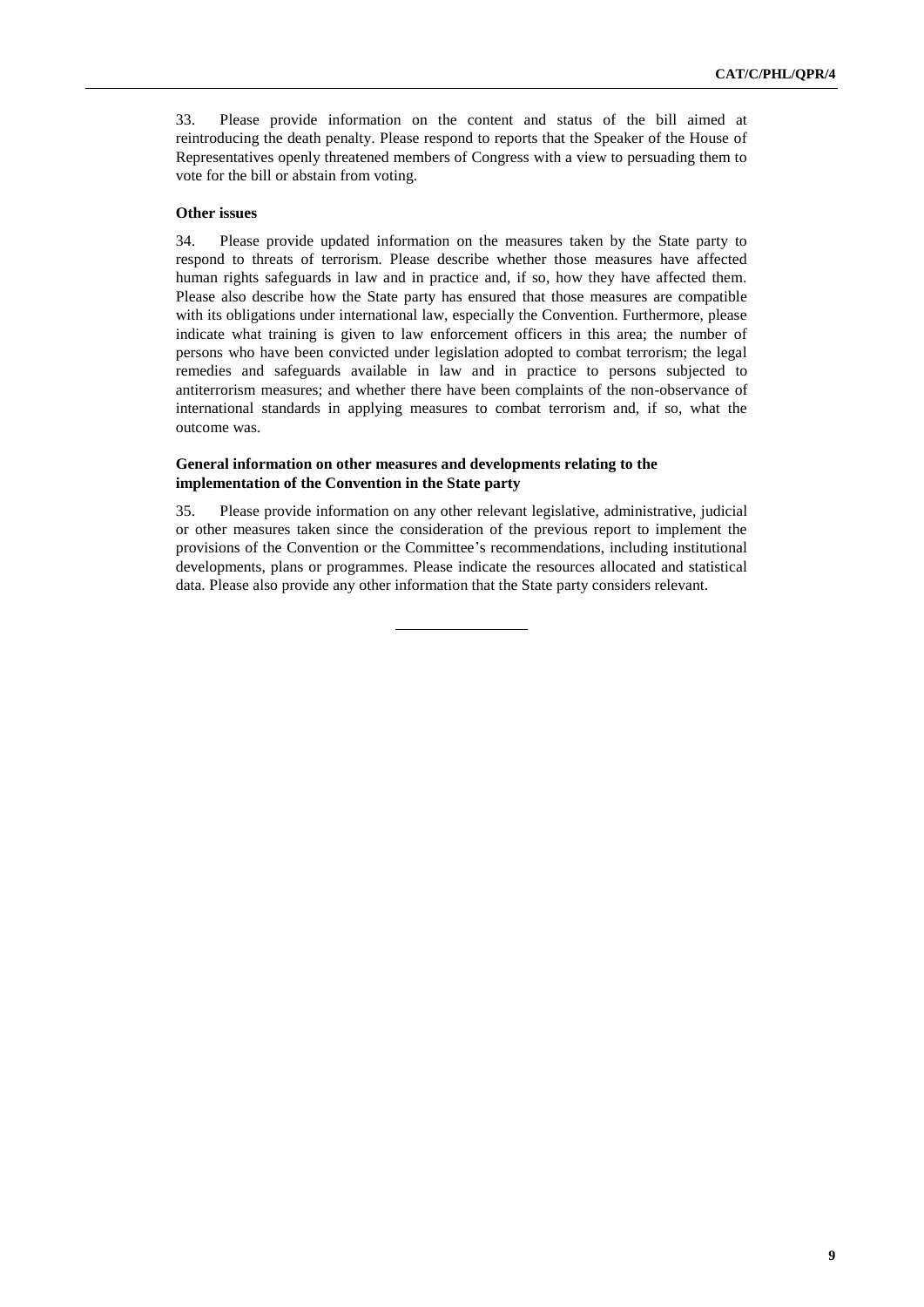33. Please provide information on the content and status of the bill aimed at reintroducing the death penalty. Please respond to reports that the Speaker of the House of Representatives openly threatened members of Congress with a view to persuading them to vote for the bill or abstain from voting.

### Other issues

34. Please provide updated information on the measures taken by the State party to respond to threats of terrorism. Please describe whether those measures have affected human rights safeguards in law and in practice and, if so, how they have affected them. Please also describe how the State party has ensured that those measures are compatible with its obligations under international law, especially the Convention. Furthermore, please indicate what training is given to law enforcement officers in this area; the number of persons who have been convicted under legislation adopted to combat terrorism; the legal remedies and safeguards available in law and in practice to persons subjected to antiterrorism measures; and whether there have been complaints of the non-observance of international standards in applying measures to combat terrorism and, if so, what the outcome was.

### General information on other measures and developments relating to the implementation of the Convention in the State party

35. Please provide information on any other relevant legislative, administrative, judicial or other measures taken since the consideration of the previous report to implement the provisions of the Convention or the Committee's recommendations, including institutional developments, plans or programmes. Please indicate the resources allocated and statistical data. Please also provide any other information that the State party considers relevant.